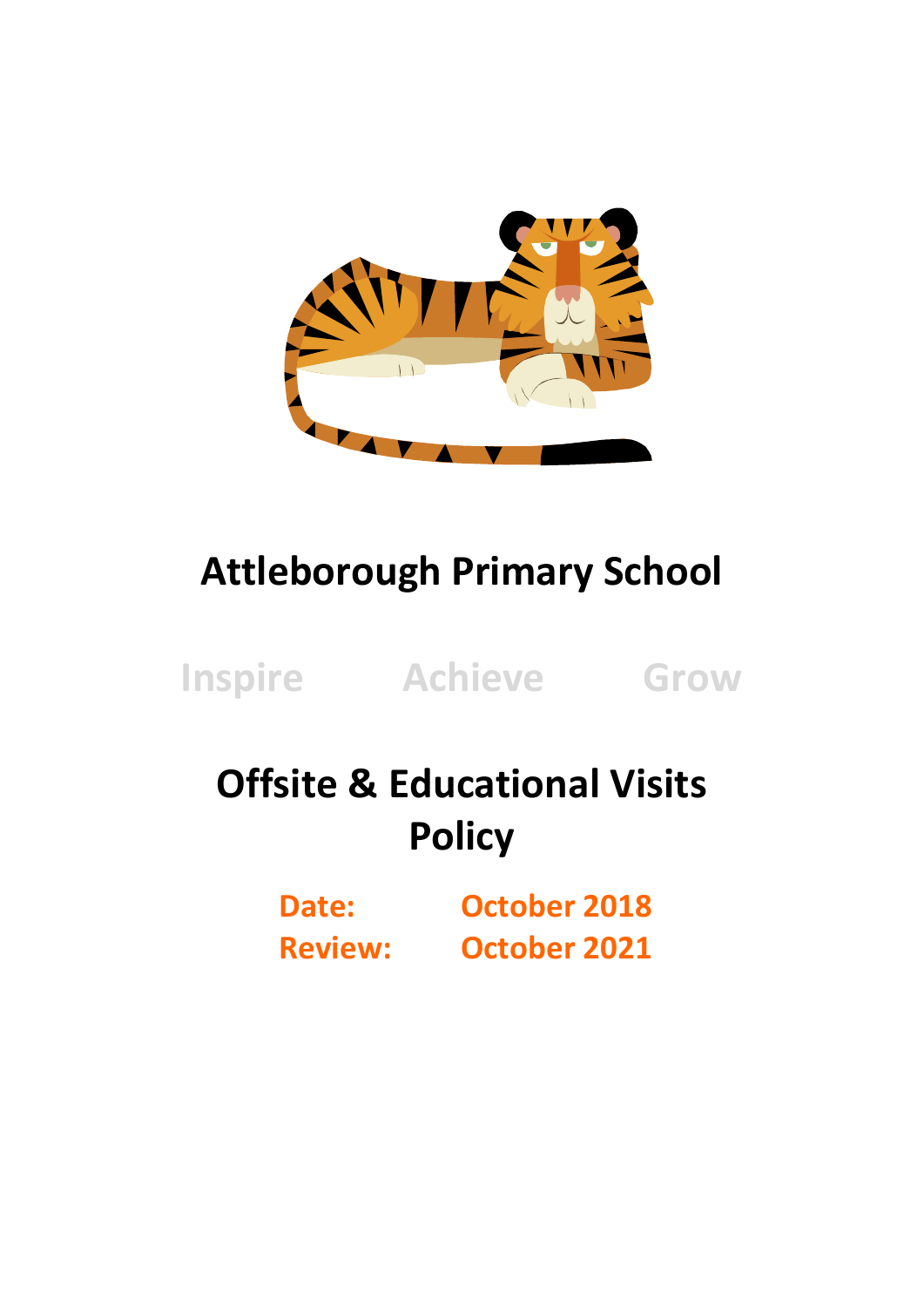# Attleborough Primary School

Inspire Achieve Grow

# Offsite & Educational Visits Policy

**Date:** October 2018
**Review:** October 2021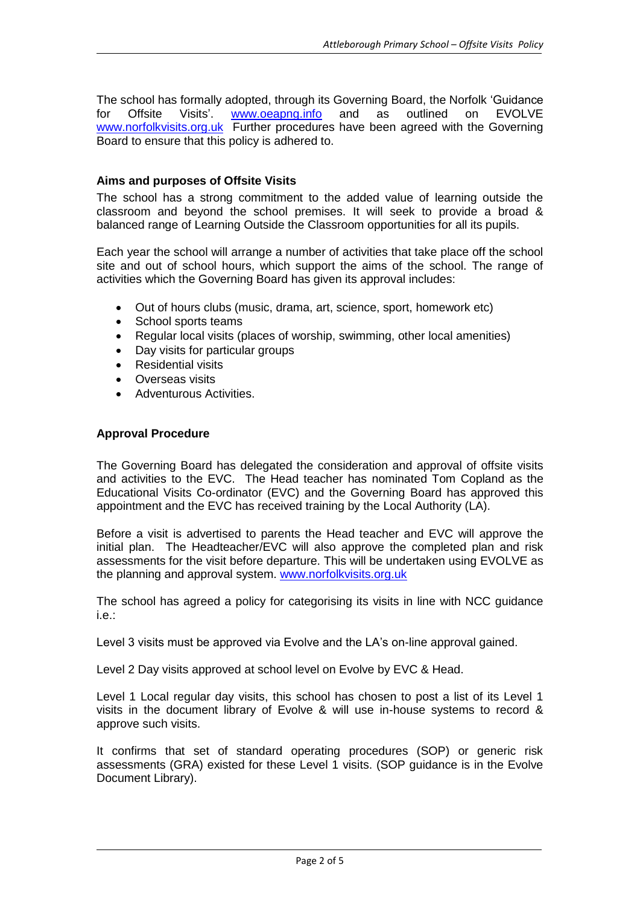The school has formally adopted, through its Governing Board, the Norfolk 'Guidance for Offsite Visits'. www.oeapng.info and as outlined on EVOLVE www.norfolkvisits.org.uk Further procedures have been agreed with the Governing Board to ensure that this policy is adhered to.

**Aims and purposes of Offsite Visits**

The school has a strong commitment to the added value of learning outside the classroom and beyond the school premises. It will seek to provide a broad & balanced range of Learning Outside the Classroom opportunities for all its pupils.

Each year the school will arrange a number of activities that take place off the school site and out of school hours, which support the aims of the school. The range of activities which the Governing Board has given its approval includes:

- Out of hours clubs (music, drama, art, science, sport, homework etc)
- School sports teams
- Regular local visits (places of worship, swimming, other local amenities)
- Day visits for particular groups
- Residential visits
- Overseas visits
- Adventurous Activities.

**Approval Procedure**

The Governing Board has delegated the consideration and approval of offsite visits and activities to the EVC. The Head teacher has nominated Tom Copland as the Educational Visits Co-ordinator (EVC) and the Governing Board has approved this appointment and the EVC has received training by the Local Authority (LA).

Before a visit is advertised to parents the Head teacher and EVC will approve the initial plan. The Headteacher/EVC will also approve the completed plan and risk assessments for the visit before departure. This will be undertaken using EVOLVE as the planning and approval system. www.norfolkvisits.org.uk

The school has agreed a policy for categorising its visits in line with NCC guidance i.e.:

Level 3 visits must be approved via Evolve and the LA's on-line approval gained.

Level 2 Day visits approved at school level on Evolve by EVC & Head.

Level 1 Local regular day visits, this school has chosen to post a list of its Level 1 visits in the document library of Evolve & will use in-house systems to record & approve such visits.

It confirms that set of standard operating procedures (SOP) or generic risk assessments (GRA) existed for these Level 1 visits. (SOP guidance is in the Evolve Document Library).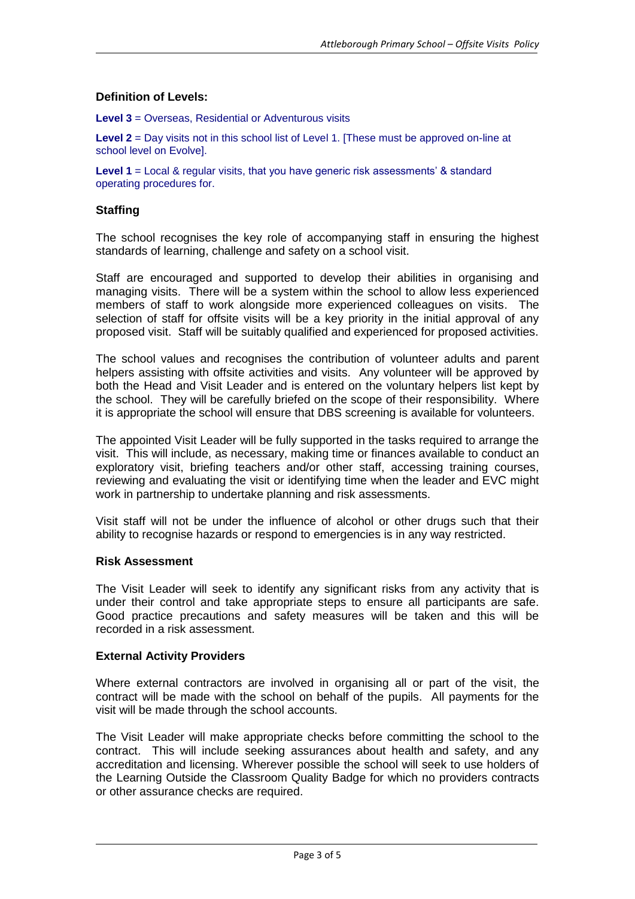### Definition of Levels:

**Level 3** = Overseas, Residential or Adventurous visits

**Level 2** = Day visits not in this school list of Level 1. [These must be approved on-line at school level on Evolve].

**Level 1** = Local & regular visits, that you have generic risk assessments' & standard operating procedures for.

### Staffing

The school recognises the key role of accompanying staff in ensuring the highest standards of learning, challenge and safety on a school visit.

Staff are encouraged and supported to develop their abilities in organising and managing visits. There will be a system within the school to allow less experienced members of staff to work alongside more experienced colleagues on visits. The selection of staff for offsite visits will be a key priority in the initial approval of any proposed visit. Staff will be suitably qualified and experienced for proposed activities.

The school values and recognises the contribution of volunteer adults and parent helpers assisting with offsite activities and visits. Any volunteer will be approved by both the Head and Visit Leader and is entered on the voluntary helpers list kept by the school. They will be carefully briefed on the scope of their responsibility. Where it is appropriate the school will ensure that DBS screening is available for volunteers.

The appointed Visit Leader will be fully supported in the tasks required to arrange the visit. This will include, as necessary, making time or finances available to conduct an exploratory visit, briefing teachers and/or other staff, accessing training courses, reviewing and evaluating the visit or identifying time when the leader and EVC might work in partnership to undertake planning and risk assessments.

Visit staff will not be under the influence of alcohol or other drugs such that their ability to recognise hazards or respond to emergencies is in any way restricted.

### Risk Assessment

The Visit Leader will seek to identify any significant risks from any activity that is under their control and take appropriate steps to ensure all participants are safe. Good practice precautions and safety measures will be taken and this will be recorded in a risk assessment.

### External Activity Providers

Where external contractors are involved in organising all or part of the visit, the contract will be made with the school on behalf of the pupils. All payments for the visit will be made through the school accounts.

The Visit Leader will make appropriate checks before committing the school to the contract. This will include seeking assurances about health and safety, and any accreditation and licensing. Wherever possible the school will seek to use holders of the Learning Outside the Classroom Quality Badge for which no providers contracts or other assurance checks are required.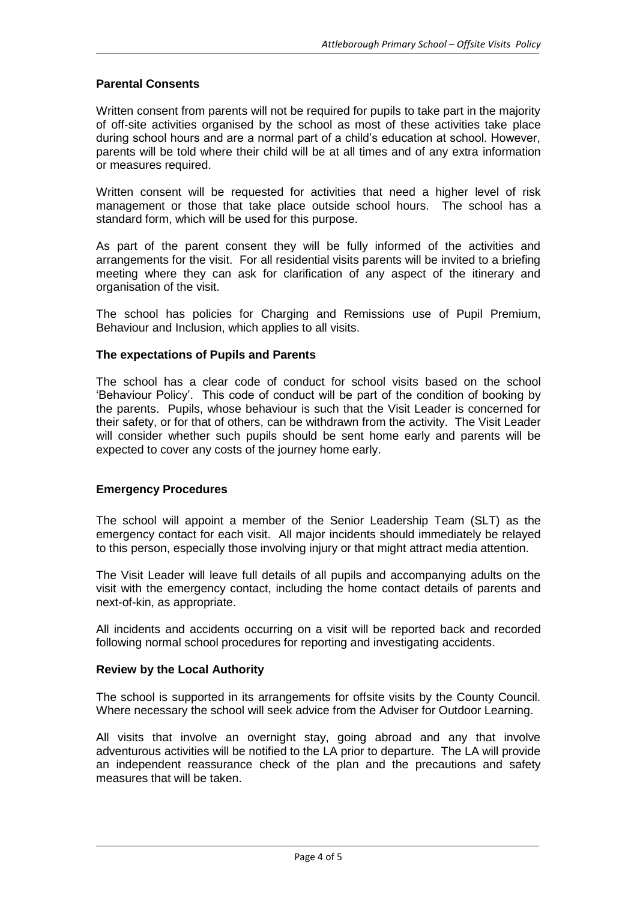**Parental Consents**

Written consent from parents will not be required for pupils to take part in the majority of off-site activities organised by the school as most of these activities take place during school hours and are a normal part of a child's education at school. However, parents will be told where their child will be at all times and of any extra information or measures required.

Written consent will be requested for activities that need a higher level of risk management or those that take place outside school hours. The school has a standard form, which will be used for this purpose.

As part of the parent consent they will be fully informed of the activities and arrangements for the visit. For all residential visits parents will be invited to a briefing meeting where they can ask for clarification of any aspect of the itinerary and organisation of the visit.

The school has policies for Charging and Remissions use of Pupil Premium, Behaviour and Inclusion, which applies to all visits.

**The expectations of Pupils and Parents**

The school has a clear code of conduct for school visits based on the school 'Behaviour Policy'. This code of conduct will be part of the condition of booking by the parents. Pupils, whose behaviour is such that the Visit Leader is concerned for their safety, or for that of others, can be withdrawn from the activity. The Visit Leader will consider whether such pupils should be sent home early and parents will be expected to cover any costs of the journey home early.

**Emergency Procedures**

The school will appoint a member of the Senior Leadership Team (SLT) as the emergency contact for each visit. All major incidents should immediately be relayed to this person, especially those involving injury or that might attract media attention.

The Visit Leader will leave full details of all pupils and accompanying adults on the visit with the emergency contact, including the home contact details of parents and next-of-kin, as appropriate.

All incidents and accidents occurring on a visit will be reported back and recorded following normal school procedures for reporting and investigating accidents.

**Review by the Local Authority**

The school is supported in its arrangements for offsite visits by the County Council. Where necessary the school will seek advice from the Adviser for Outdoor Learning.

All visits that involve an overnight stay, going abroad and any that involve adventurous activities will be notified to the LA prior to departure. The LA will provide an independent reassurance check of the plan and the precautions and safety measures that will be taken.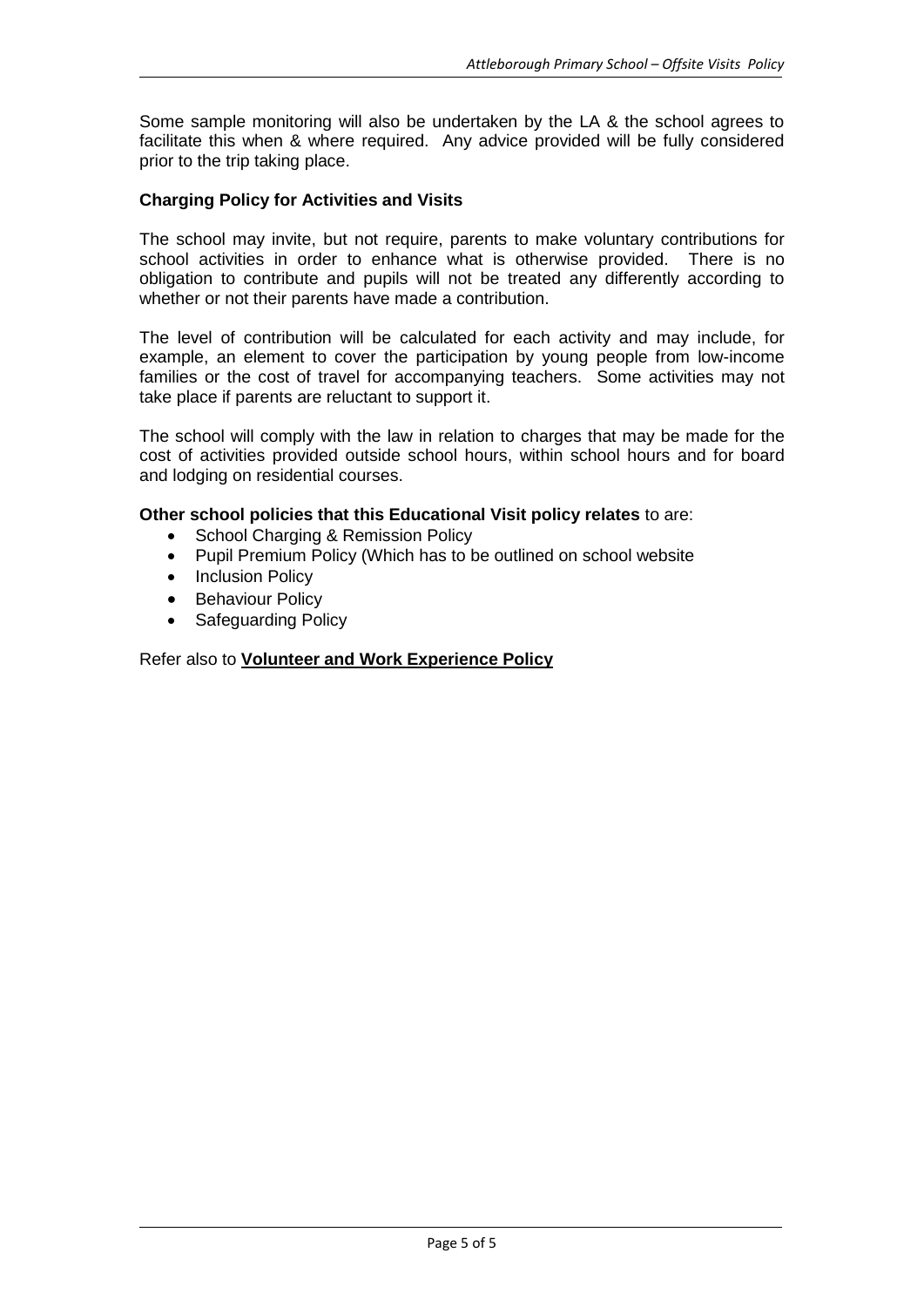Some sample monitoring will also be undertaken by the LA & the school agrees to facilitate this when & where required. Any advice provided will be fully considered prior to the trip taking place.

**Charging Policy for Activities and Visits**

The school may invite, but not require, parents to make voluntary contributions for school activities in order to enhance what is otherwise provided. There is no obligation to contribute and pupils will not be treated any differently according to whether or not their parents have made a contribution.

The level of contribution will be calculated for each activity and may include, for example, an element to cover the participation by young people from low-income families or the cost of travel for accompanying teachers. Some activities may not take place if parents are reluctant to support it.

The school will comply with the law in relation to charges that may be made for the cost of activities provided outside school hours, within school hours and for board and lodging on residential courses.

**Other school policies that this Educational Visit policy relates** to are:

- School Charging & Remission Policy
- Pupil Premium Policy (Which has to be outlined on school website
- Inclusion Policy
- Behaviour Policy
- Safeguarding Policy

Refer also to **Volunteer and Work Experience Policy**